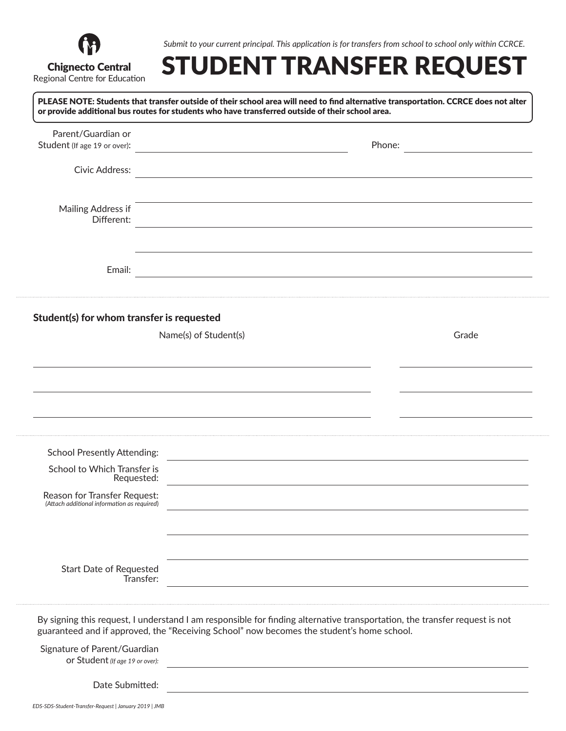Chignecto Central
Regional Centre for Education

*Submit to your current principal. This application is for transfers from school to school only within CCRCE.*

# STUDENT TRANSFER REQUEST

**PLEASE NOTE: Students that transfer outside of their school area will need to find alternative transportation. CCRCE does not alter or provide additional bus routes for students who have transferred outside of their school area.**

Parent/Guardian or Student (If age 19 or over): ______________________ Phone: ______________

Civic Address: ______________________________________________

______________________________________________

Mailing Address if Different: ______________________________________________

______________________________________________

Email: ______________________________________________

---

**Student(s) for whom transfer is requested**

| Name(s) of Student(s) | Grade |
|---|---|
| | |
| | |
| | |

---

School Presently Attending: ______________________________________________

School to Which Transfer is Requested: ______________________________________________

Reason for Transfer Request: ______________________________________________
*(Attach additional information as required)*

______________________________________________

______________________________________________

Start Date of Requested Transfer: ______________________________________________

---

By signing this request, I understand I am responsible for finding alternative transportation, the transfer request is not guaranteed and if approved, the "Receiving School" now becomes the student's home school.

Signature of Parent/Guardian or Student *(If age 19 or over)*: ______________________________________________

Date Submitted: ______________________________________________

*EDS-SDS-Student-Transfer-Request | January 2019 | JMB*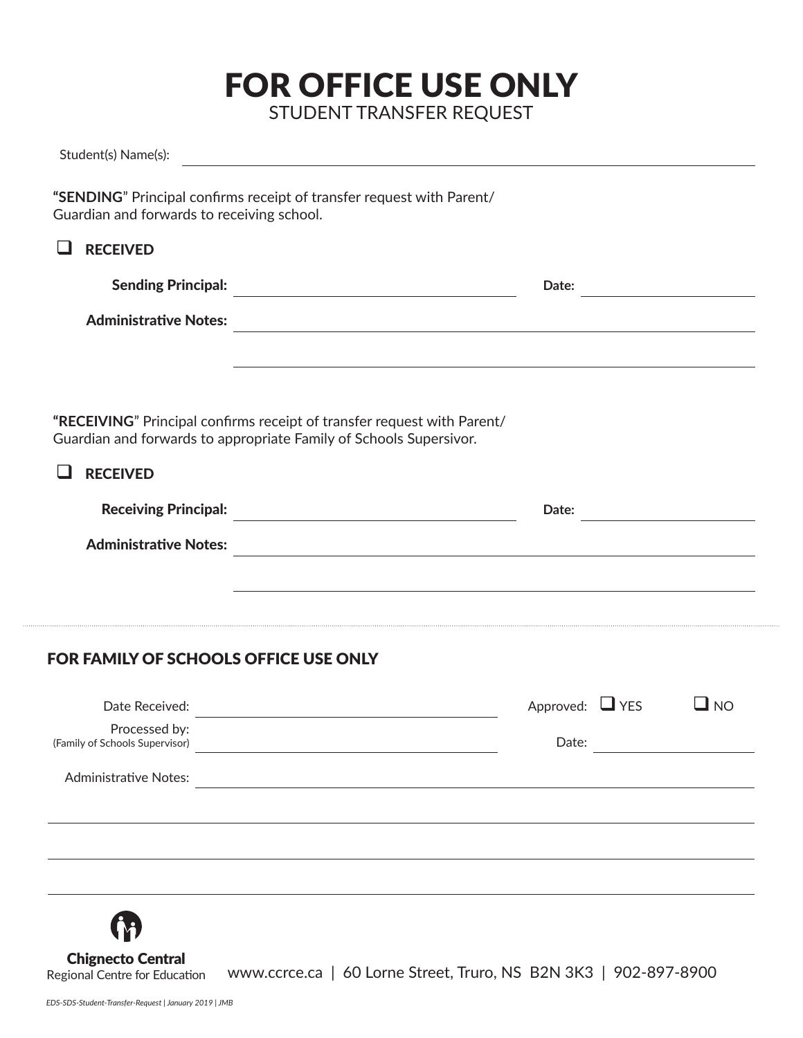# FOR OFFICE USE ONLY

STUDENT TRANSFER REQUEST

Student(s) Name(s): ______________________________

**"SENDING"** Principal confirms receipt of transfer request with Parent/ Guardian and forwards to receiving school.

☐ **RECEIVED**

**Sending Principal:** ______________________ **Date:** ______________

**Administrative Notes:** ______________________________

______________________________

**"RECEIVING"** Principal confirms receipt of transfer request with Parent/ Guardian and forwards to appropriate Family of Schools Supersivor.

☐ **RECEIVED**

**Receiving Principal:** ______________________ **Date:** ______________

**Administrative Notes:** ______________________________

______________________________

## FOR FAMILY OF SCHOOLS OFFICE USE ONLY

Date Received: ______________________ Approved: ☐ YES ☐ NO

Processed by:
(Family of Schools Supervisor) ______________________ Date: ______________

Administrative Notes: ______________________________

______________________________

______________________________

______________________________

Chignecto Central
Regional Centre for Education

www.ccrce.ca | 60 Lorne Street, Truro, NS B2N 3K3 | 902-897-8900

*EDS-SDS-Student-Transfer-Request | January 2019 | JMB*